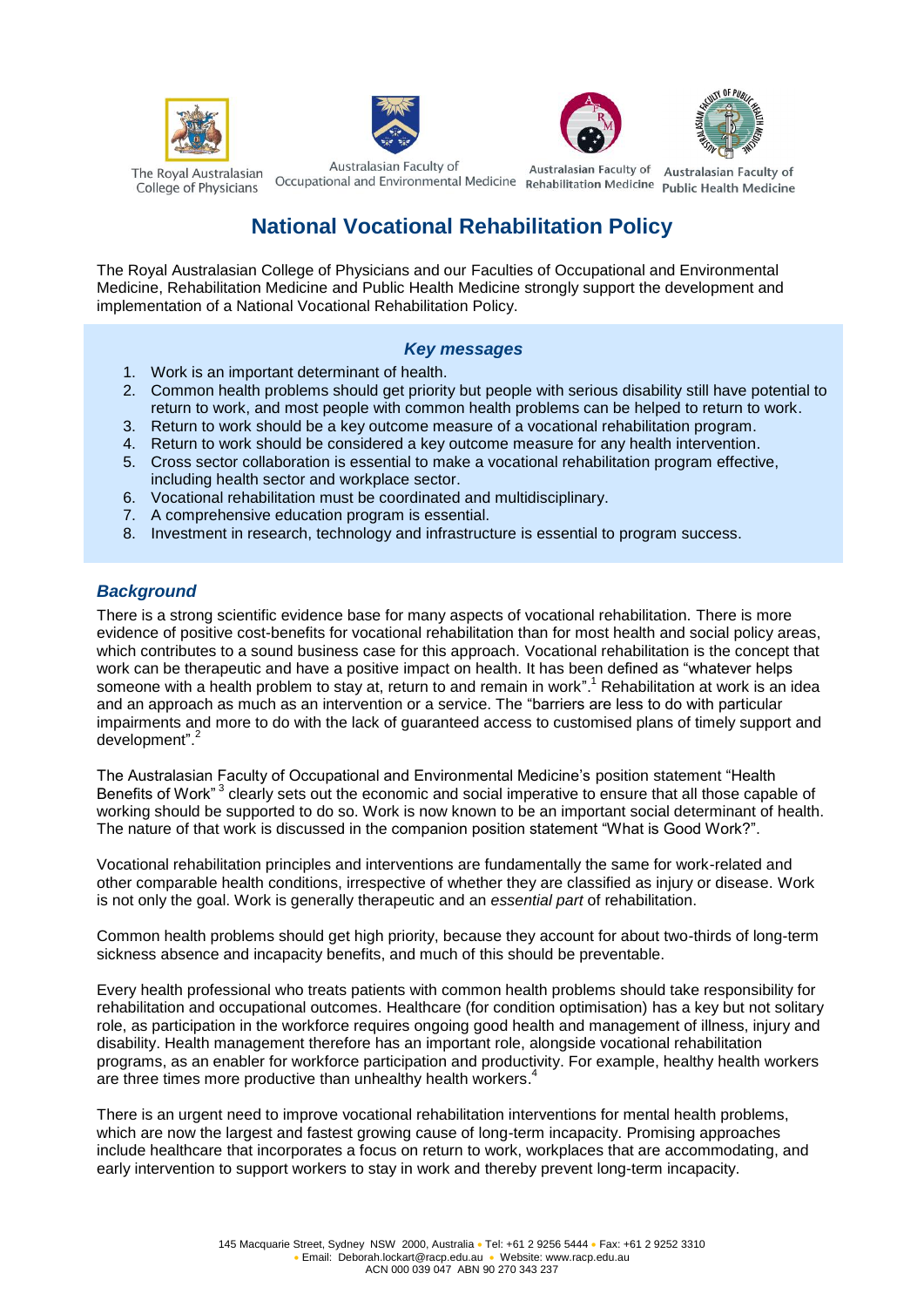The Royal Australasian College of Physicians

Australasian Faculty of Occupational and Environmental Medicine

Australasian Faculty of Rehabilitation Medicine

Australasian Faculty of Public Health Medicine

# National Vocational Rehabilitation Policy

The Royal Australasian College of Physicians and our Faculties of Occupational and Environmental Medicine, Rehabilitation Medicine and Public Health Medicine strongly support the development and implementation of a National Vocational Rehabilitation Policy.

### *Key messages*

1. Work is an important determinant of health.
2. Common health problems should get priority but people with serious disability still have potential to return to work, and most people with common health problems can be helped to return to work.
3. Return to work should be a key outcome measure of a vocational rehabilitation program.
4. Return to work should be considered a key outcome measure for any health intervention.
5. Cross sector collaboration is essential to make a vocational rehabilitation program effective, including health sector and workplace sector.
6. Vocational rehabilitation must be coordinated and multidisciplinary.
7. A comprehensive education program is essential.
8. Investment in research, technology and infrastructure is essential to program success.

## *Background*

There is a strong scientific evidence base for many aspects of vocational rehabilitation. There is more evidence of positive cost-benefits for vocational rehabilitation than for most health and social policy areas, which contributes to a sound business case for this approach. Vocational rehabilitation is the concept that work can be therapeutic and have a positive impact on health. It has been defined as "whatever helps someone with a health problem to stay at, return to and remain in work".[1] Rehabilitation at work is an idea and an approach as much as an intervention or a service. The "barriers are less to do with particular impairments and more to do with the lack of guaranteed access to customised plans of timely support and development".[2]

The Australasian Faculty of Occupational and Environmental Medicine's position statement "Health Benefits of Work"[3] clearly sets out the economic and social imperative to ensure that all those capable of working should be supported to do so. Work is now known to be an important social determinant of health. The nature of that work is discussed in the companion position statement "What is Good Work?".

Vocational rehabilitation principles and interventions are fundamentally the same for work-related and other comparable health conditions, irrespective of whether they are classified as injury or disease. Work is not only the goal. Work is generally therapeutic and an *essential part* of rehabilitation.

Common health problems should get high priority, because they account for about two-thirds of long-term sickness absence and incapacity benefits, and much of this should be preventable.

Every health professional who treats patients with common health problems should take responsibility for rehabilitation and occupational outcomes. Healthcare (for condition optimisation) has a key but not solitary role, as participation in the workforce requires ongoing good health and management of illness, injury and disability. Health management therefore has an important role, alongside vocational rehabilitation programs, as an enabler for workforce participation and productivity. For example, healthy health workers are three times more productive than unhealthy health workers.[4]

There is an urgent need to improve vocational rehabilitation interventions for mental health problems, which are now the largest and fastest growing cause of long-term incapacity. Promising approaches include healthcare that incorporates a focus on return to work, workplaces that are accommodating, and early intervention to support workers to stay in work and thereby prevent long-term incapacity.

145 Macquarie Street, Sydney NSW 2000, Australia • Tel: +61 2 9256 5444 • Fax: +61 2 9252 3310 • Email: Deborah.lockart@racp.edu.au • Website: www.racp.edu.au
ACN 000 039 047 ABN 90 270 343 237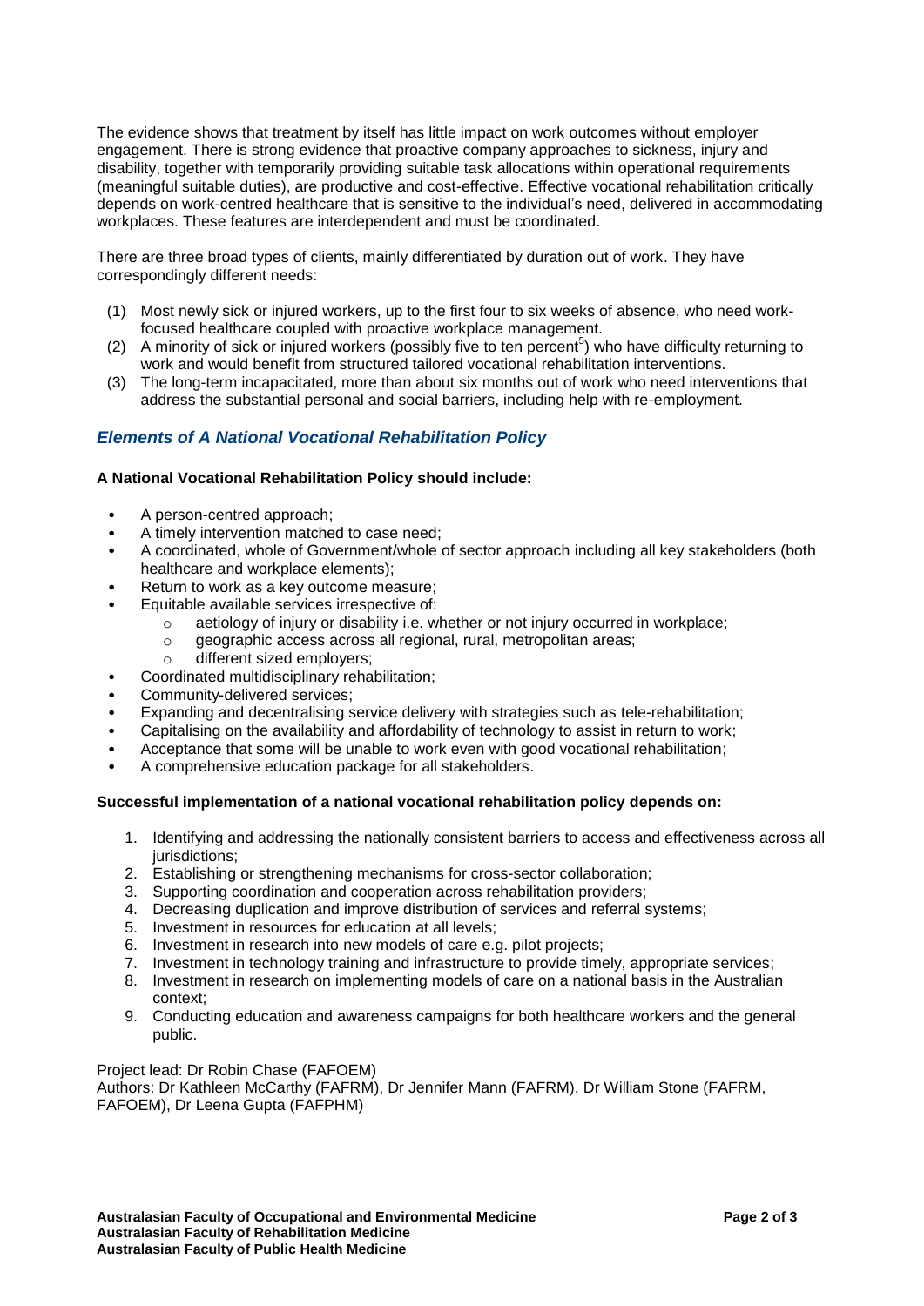The evidence shows that treatment by itself has little impact on work outcomes without employer engagement. There is strong evidence that proactive company approaches to sickness, injury and disability, together with temporarily providing suitable task allocations within operational requirements (meaningful suitable duties), are productive and cost-effective. Effective vocational rehabilitation critically depends on work-centred healthcare that is sensitive to the individual's need, delivered in accommodating workplaces. These features are interdependent and must be coordinated.

There are three broad types of clients, mainly differentiated by duration out of work. They have correspondingly different needs:

(1) Most newly sick or injured workers, up to the first four to six weeks of absence, who need work-focused healthcare coupled with proactive workplace management.
(2) A minority of sick or injured workers (possibly five to ten percent[5]) who have difficulty returning to work and would benefit from structured tailored vocational rehabilitation interventions.
(3) The long-term incapacitated, more than about six months out of work who need interventions that address the substantial personal and social barriers, including help with re-employment.

## *Elements of A National Vocational Rehabilitation Policy*

**A National Vocational Rehabilitation Policy should include:**

- A person-centred approach;
- A timely intervention matched to case need;
- A coordinated, whole of Government/whole of sector approach including all key stakeholders (both healthcare and workplace elements);
- Return to work as a key outcome measure;
- Equitable available services irrespective of:
  - aetiology of injury or disability i.e. whether or not injury occurred in workplace;
  - geographic access across all regional, rural, metropolitan areas;
  - different sized employers;
- Coordinated multidisciplinary rehabilitation;
- Community-delivered services;
- Expanding and decentralising service delivery with strategies such as tele-rehabilitation;
- Capitalising on the availability and affordability of technology to assist in return to work;
- Acceptance that some will be unable to work even with good vocational rehabilitation;
- A comprehensive education package for all stakeholders.

**Successful implementation of a national vocational rehabilitation policy depends on:**

1. Identifying and addressing the nationally consistent barriers to access and effectiveness across all jurisdictions;
2. Establishing or strengthening mechanisms for cross-sector collaboration;
3. Supporting coordination and cooperation across rehabilitation providers;
4. Decreasing duplication and improve distribution of services and referral systems;
5. Investment in resources for education at all levels;
6. Investment in research into new models of care e.g. pilot projects;
7. Investment in technology training and infrastructure to provide timely, appropriate services;
8. Investment in research on implementing models of care on a national basis in the Australian context;
9. Conducting education and awareness campaigns for both healthcare workers and the general public.

Project lead: Dr Robin Chase (FAFOEM)
Authors: Dr Kathleen McCarthy (FAFRM), Dr Jennifer Mann (FAFRM), Dr William Stone (FAFRM, FAFOEM), Dr Leena Gupta (FAFPHM)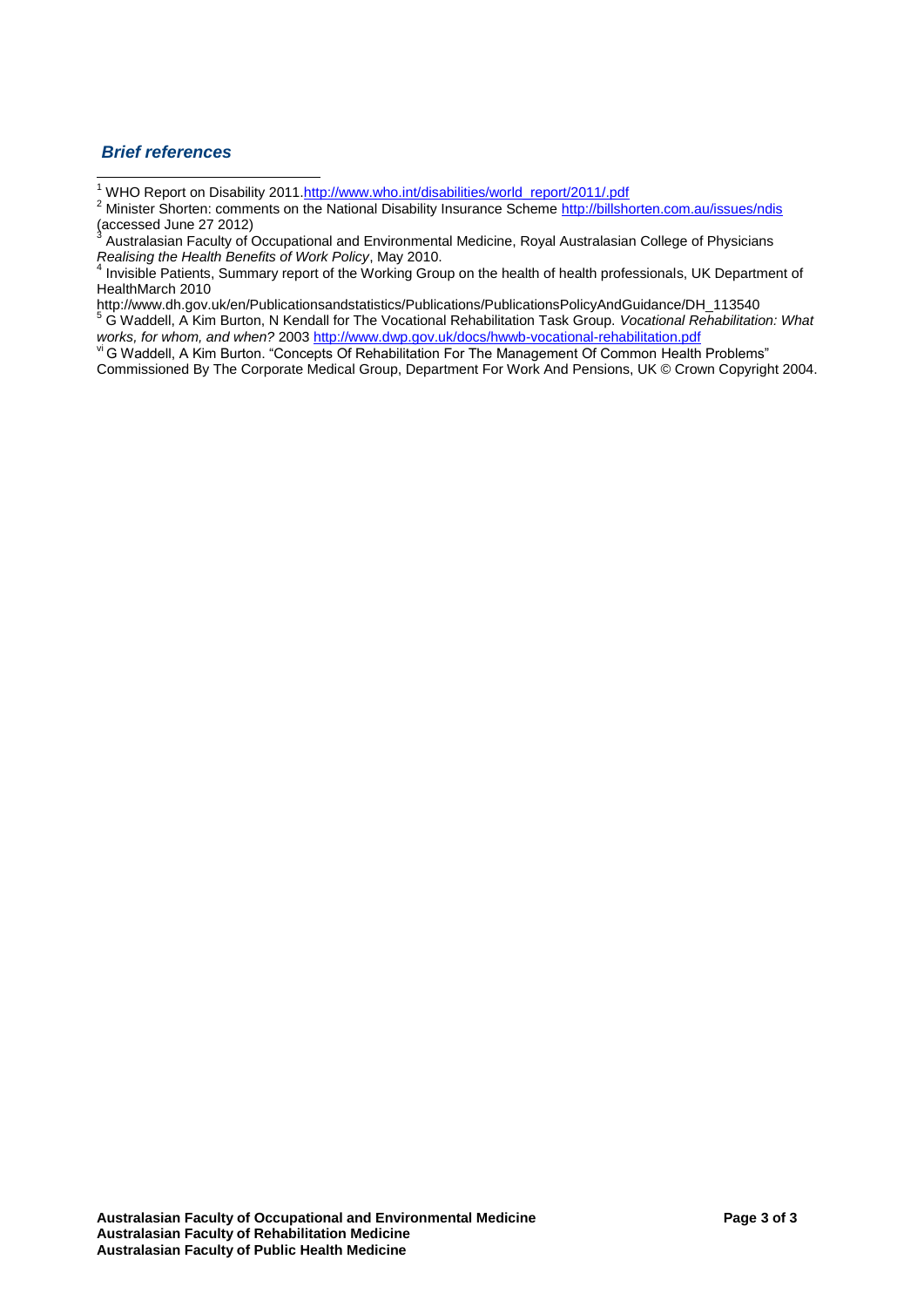## *Brief references*

[1] WHO Report on Disability 2011.http://www.who.int/disabilities/world_report/2011/.pdf

[2] Minister Shorten: comments on the National Disability Insurance Scheme http://billshorten.com.au/issues/ndis (accessed June 27 2012)

[3] Australasian Faculty of Occupational and Environmental Medicine, Royal Australasian College of Physicians *Realising the Health Benefits of Work Policy*, May 2010.

[4] Invisible Patients, Summary report of the Working Group on the health of health professionals, UK Department of HealthMarch 2010 http://www.dh.gov.uk/en/Publicationsandstatistics/Publications/PublicationsPolicyAndGuidance/DH_113540

[5] G Waddell, A Kim Burton, N Kendall for The Vocational Rehabilitation Task Group. *Vocational Rehabilitation: What works, for whom, and when?* 2003 http://www.dwp.gov.uk/docs/hwwb-vocational-rehabilitation.pdf

[vi] G Waddell, A Kim Burton. "Concepts Of Rehabilitation For The Management Of Common Health Problems" Commissioned By The Corporate Medical Group, Department For Work And Pensions, UK © Crown Copyright 2004.

**Australasian Faculty of Occupational and Environmental Medicine**
**Australasian Faculty of Rehabilitation Medicine**
**Australasian Faculty of Public Health Medicine**